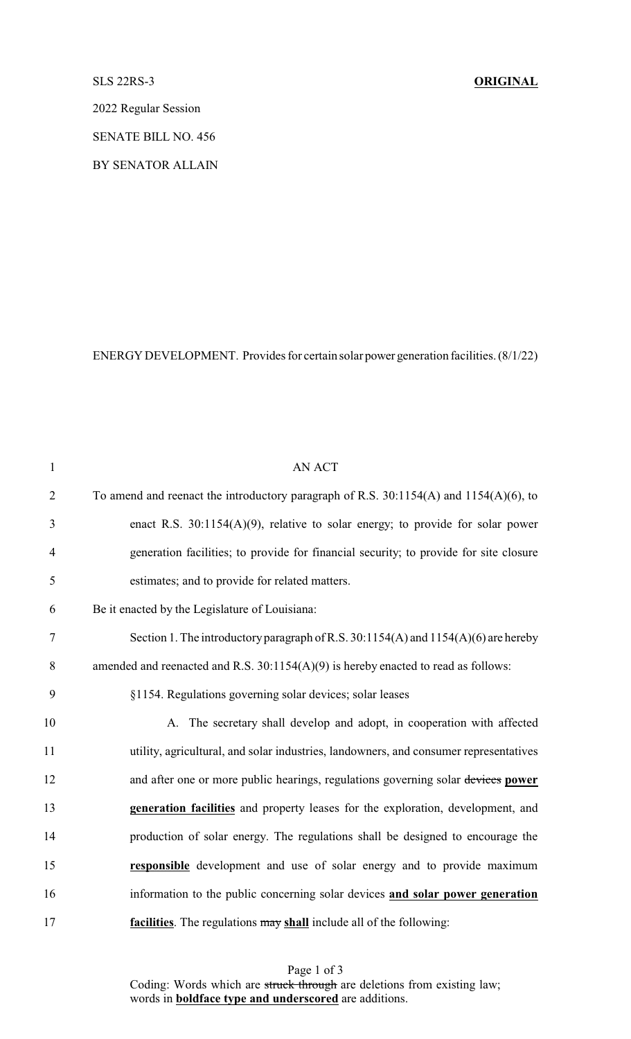SLS 22RS-3 **ORIGINAL**

2022 Regular Session

SENATE BILL NO. 456

BY SENATOR ALLAIN

ENERGY DEVELOPMENT. Provides for certain solar power generation facilities. (8/1/22)

AN ACT

To amend and reenact the introductory paragraph of R.S. 30:1154(A) and 1154(A)(6), to enact R.S. 30:1154(A)(9), relative to solar energy; to provide for solar power generation facilities; to provide for financial security; to provide for site closure estimates; and to provide for related matters.

Be it enacted by the Legislature of Louisiana:

Section 1. The introductory paragraph of R.S. 30:1154(A) and 1154(A)(6) are hereby amended and reenacted and R.S. 30:1154(A)(9) is hereby enacted to read as follows:

§1154. Regulations governing solar devices; solar leases

A. The secretary shall develop and adopt, in cooperation with affected utility, agricultural, and solar industries, landowners, and consumer representatives and after one or more public hearings, regulations governing solar ~~devices~~ **power generation facilities** and property leases for the exploration, development, and production of solar energy. The regulations shall be designed to encourage the **responsible** development and use of solar energy and to provide maximum information to the public concerning solar devices **and solar power generation facilities**. The regulations ~~may~~ **shall** include all of the following: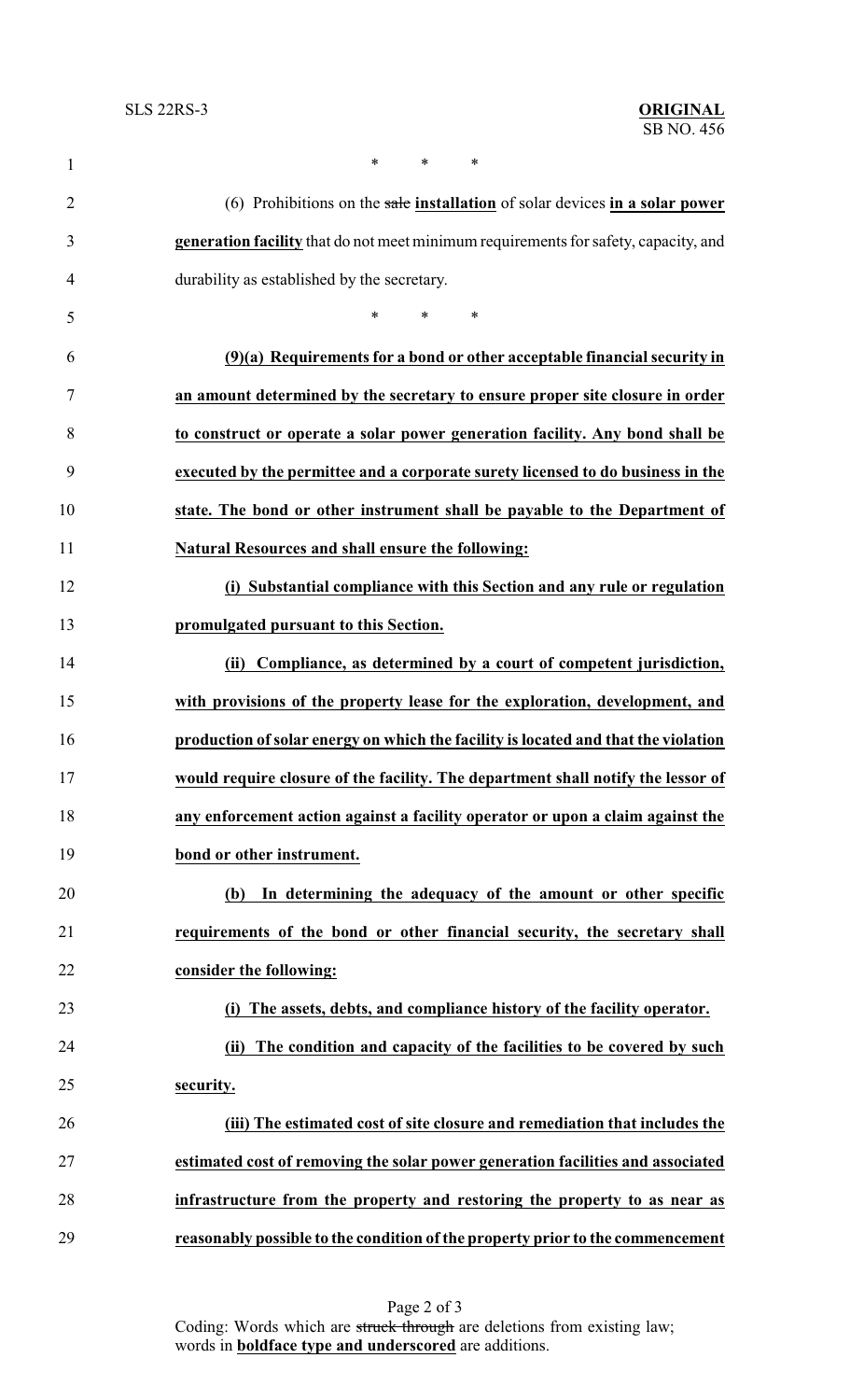\* \* \*

(6) Prohibitions on the ~~sale~~ **installation** of solar devices **in a solar power generation facility** that do not meet minimum requirements for safety, capacity, and durability as established by the secretary.

\* \* \*

**(9)(a) Requirements for a bond or other acceptable financial security in an amount determined by the secretary to ensure proper site closure in order to construct or operate a solar power generation facility. Any bond shall be executed by the permittee and a corporate surety licensed to do business in the state. The bond or other instrument shall be payable to the Department of Natural Resources and shall ensure the following:**

**(i) Substantial compliance with this Section and any rule or regulation promulgated pursuant to this Section.**

**(ii) Compliance, as determined by a court of competent jurisdiction, with provisions of the property lease for the exploration, development, and production of solar energy on which the facility is located and that the violation would require closure of the facility. The department shall notify the lessor of any enforcement action against a facility operator or upon a claim against the bond or other instrument.**

**(b) In determining the adequacy of the amount or other specific requirements of the bond or other financial security, the secretary shall consider the following:**

**(i) The assets, debts, and compliance history of the facility operator.**

**(ii) The condition and capacity of the facilities to be covered by such security.**

**(iii) The estimated cost of site closure and remediation that includes the estimated cost of removing the solar power generation facilities and associated infrastructure from the property and restoring the property to as near as reasonably possible to the condition of the property prior to the commencement**

Coding: Words which are ~~struck through~~ are deletions from existing law; words in **boldface type and underscored** are additions.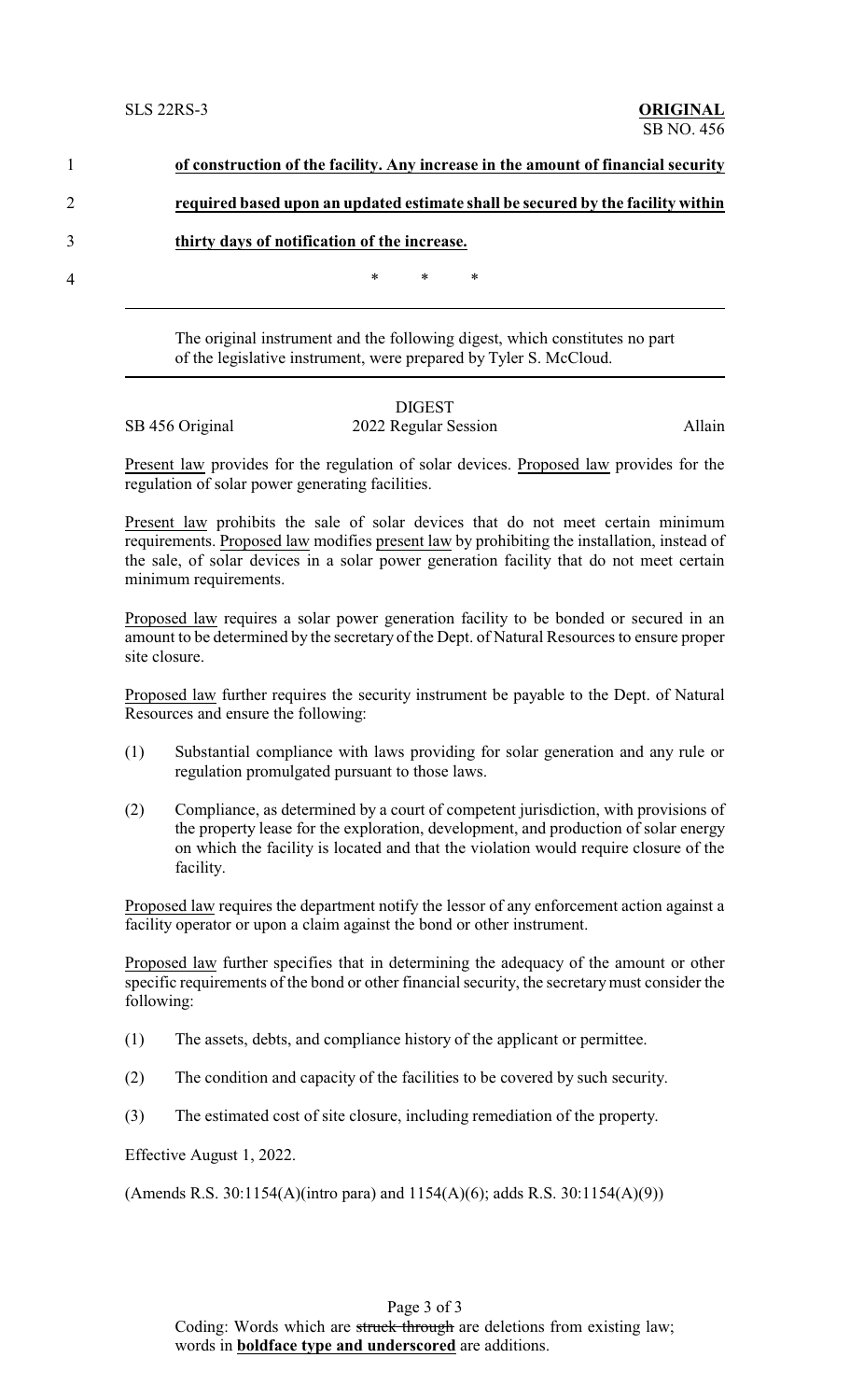**of construction of the facility. Any increase in the amount of financial security required based upon an updated estimate shall be secured by the facility within thirty days of notification of the increase.**

\* \* \*

The original instrument and the following digest, which constitutes no part of the legislative instrument, were prepared by Tyler S. McCloud.

DIGEST

SB 456 Original — 2022 Regular Session — Allain

Present law provides for the regulation of solar devices. Proposed law provides for the regulation of solar power generating facilities.

Present law prohibits the sale of solar devices that do not meet certain minimum requirements. Proposed law modifies present law by prohibiting the installation, instead of the sale, of solar devices in a solar power generation facility that do not meet certain minimum requirements.

Proposed law requires a solar power generation facility to be bonded or secured in an amount to be determined by the secretary of the Dept. of Natural Resources to ensure proper site closure.

Proposed law further requires the security instrument be payable to the Dept. of Natural Resources and ensure the following:

(1) Substantial compliance with laws providing for solar generation and any rule or regulation promulgated pursuant to those laws.

(2) Compliance, as determined by a court of competent jurisdiction, with provisions of the property lease for the exploration, development, and production of solar energy on which the facility is located and that the violation would require closure of the facility.

Proposed law requires the department notify the lessor of any enforcement action against a facility operator or upon a claim against the bond or other instrument.

Proposed law further specifies that in determining the adequacy of the amount or other specific requirements of the bond or other financial security, the secretary must consider the following:

(1) The assets, debts, and compliance history of the applicant or permittee.

(2) The condition and capacity of the facilities to be covered by such security.

(3) The estimated cost of site closure, including remediation of the property.

Effective August 1, 2022.

(Amends R.S. 30:1154(A)(intro para) and 1154(A)(6); adds R.S. 30:1154(A)(9))

Coding: Words which are ~~struck through~~ are deletions from existing law; words in **boldface type and underscored** are additions.